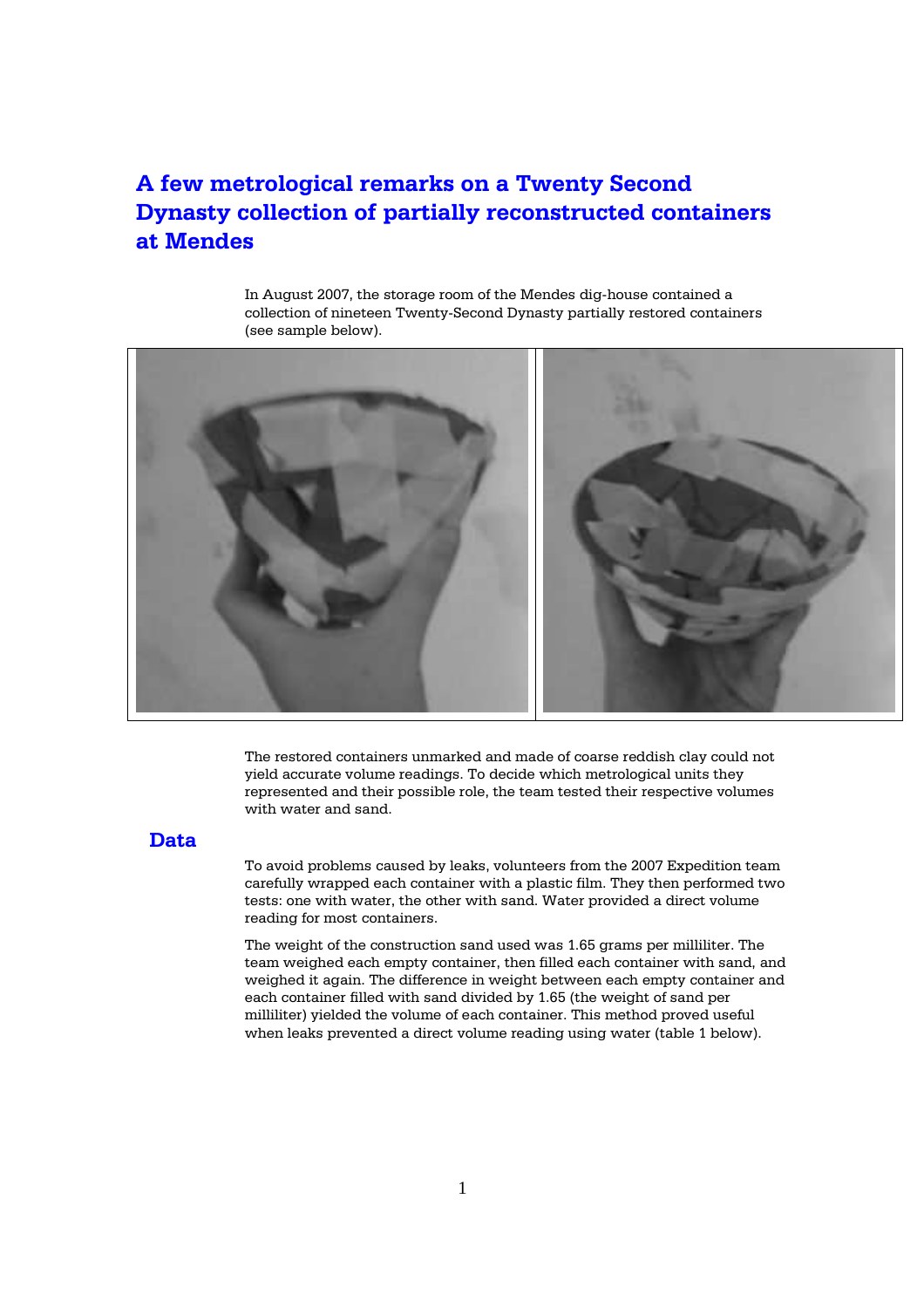# A few metrological remarks on a Twenty Second Dynasty collection of partially reconstructed containers at Mendes

In August 2007, the storage room of the Mendes dig-house contained a collection of nineteen Twenty-Second Dynasty partially restored containers (see sample below).

The restored containers unmarked and made of coarse reddish clay could not yield accurate volume readings. To decide which metrological units they represented and their possible role, the team tested their respective volumes with water and sand.

## Data

To avoid problems caused by leaks, volunteers from the 2007 Expedition team carefully wrapped each container with a plastic film. They then performed two tests: one with water, the other with sand. Water provided a direct volume reading for most containers.

The weight of the construction sand used was 1.65 grams per milliliter. The team weighed each empty container, then filled each container with sand, and weighed it again. The difference in weight between each empty container and each container filled with sand divided by 1.65 (the weight of sand per milliliter) yielded the volume of each container. This method proved useful when leaks prevented a direct volume reading using water (table 1 below).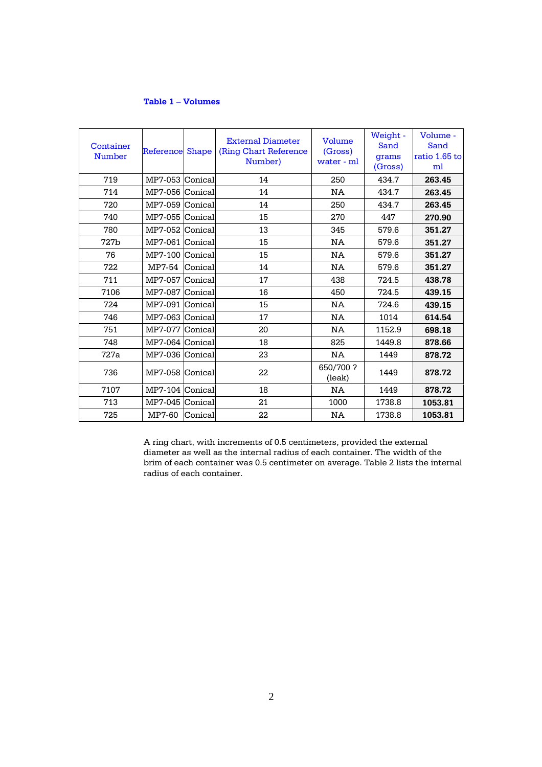**Table 1 – Volumes**

| Container Number | Reference | Shape | External Diameter (Ring Chart Reference Number) | Volume (Gross) water - ml | Weight - Sand grams (Gross) | Volume - Sand ratio 1.65 to ml |
|---|---|---|---|---|---|---|
| 719 | MP7-053 | Conical | 14 | 250 | 434.7 | **263.45** |
| 714 | MP7-056 | Conical | 14 | NA | 434.7 | **263.45** |
| 720 | MP7-059 | Conical | 14 | 250 | 434.7 | **263.45** |
| 740 | MP7-055 | Conical | 15 | 270 | 447 | **270.90** |
| 780 | MP7-052 | Conical | 13 | 345 | 579.6 | **351.27** |
| 727b | MP7-061 | Conical | 15 | NA | 579.6 | **351.27** |
| 76 | MP7-100 | Conical | 15 | NA | 579.6 | **351.27** |
| 722 | MP7-54 | Conical | 14 | NA | 579.6 | **351.27** |
| 711 | MP7-057 | Conical | 17 | 438 | 724.5 | **438.78** |
| 7106 | MP7-087 | Conical | 16 | 450 | 724.5 | **439.15** |
| 724 | MP7-091 | Conical | 15 | NA | 724.6 | **439.15** |
| 746 | MP7-063 | Conical | 17 | NA | 1014 | **614.54** |
| 751 | MP7-077 | Conical | 20 | NA | 1152.9 | **698.18** |
| 748 | MP7-064 | Conical | 18 | 825 | 1449.8 | **878.66** |
| 727a | MP7-036 | Conical | 23 | NA | 1449 | **878.72** |
| 736 | MP7-058 | Conical | 22 | 650/700 ? (leak) | 1449 | **878.72** |
| 7107 | MP7-104 | Conical | 18 | NA | 1449 | **878.72** |
| 713 | MP7-045 | Conical | 21 | 1000 | 1738.8 | **1053.81** |
| 725 | MP7-60 | Conical | 22 | NA | 1738.8 | **1053.81** |

A ring chart, with increments of 0.5 centimeters, provided the external diameter as well as the internal radius of each container. The width of the brim of each container was 0.5 centimeter on average. Table 2 lists the internal radius of each container.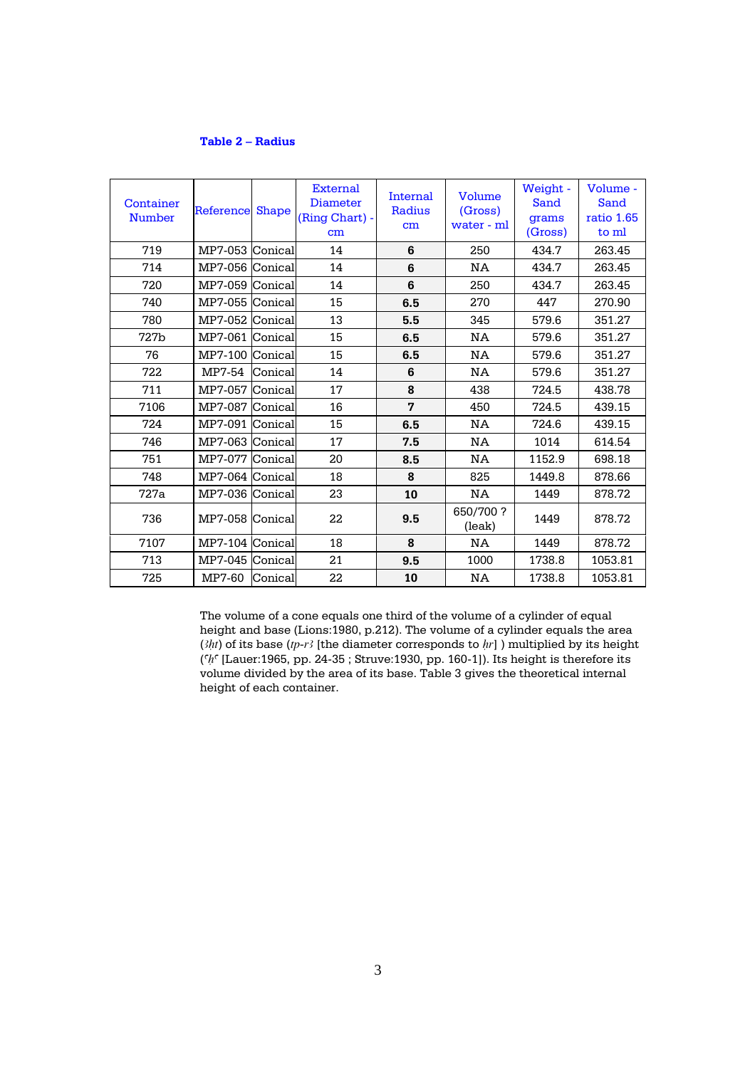**Table 2 – Radius**

| Container Number | Reference | Shape | External Diameter (Ring Chart) - cm | Internal Radius cm | Volume (Gross) water - ml | Weight - Sand grams (Gross) | Volume - Sand ratio 1.65 to ml |
|---|---|---|---|---|---|---|---|
| 719 | MP7-053 | Conical | 14 | **6** | 250 | 434.7 | 263.45 |
| 714 | MP7-056 | Conical | 14 | **6** | NA | 434.7 | 263.45 |
| 720 | MP7-059 | Conical | 14 | **6** | 250 | 434.7 | 263.45 |
| 740 | MP7-055 | Conical | 15 | **6.5** | 270 | 447 | 270.90 |
| 780 | MP7-052 | Conical | 13 | **5.5** | 345 | 579.6 | 351.27 |
| 727b | MP7-061 | Conical | 15 | **6.5** | NA | 579.6 | 351.27 |
| 76 | MP7-100 | Conical | 15 | **6.5** | NA | 579.6 | 351.27 |
| 722 | MP7-54 | Conical | 14 | **6** | NA | 579.6 | 351.27 |
| 711 | MP7-057 | Conical | 17 | **8** | 438 | 724.5 | 438.78 |
| 7106 | MP7-087 | Conical | 16 | **7** | 450 | 724.5 | 439.15 |
| 724 | MP7-091 | Conical | 15 | **6.5** | NA | 724.6 | 439.15 |
| 746 | MP7-063 | Conical | 17 | **7.5** | NA | 1014 | 614.54 |
| 751 | MP7-077 | Conical | 20 | **8.5** | NA | 1152.9 | 698.18 |
| 748 | MP7-064 | Conical | 18 | **8** | 825 | 1449.8 | 878.66 |
| 727a | MP7-036 | Conical | 23 | **10** | NA | 1449 | 878.72 |
| 736 | MP7-058 | Conical | 22 | **9.5** | 650/700 ? (leak) | 1449 | 878.72 |
| 7107 | MP7-104 | Conical | 18 | **8** | NA | 1449 | 878.72 |
| 713 | MP7-045 | Conical | 21 | **9.5** | 1000 | 1738.8 | 1053.81 |
| 725 | MP7-60 | Conical | 22 | **10** | NA | 1738.8 | 1053.81 |

The volume of a cone equals one third of the volume of a cylinder of equal height and base (Lions:1980, p.212). The volume of a cylinder equals the area (*3ht*) of its base (*tp-r3* [the diameter corresponds to *hr*] ) multiplied by its height (*ʿḥʿ* [Lauer:1965, pp. 24-35 ; Struve:1930, pp. 160-1]). Its height is therefore its volume divided by the area of its base. Table 3 gives the theoretical internal height of each container.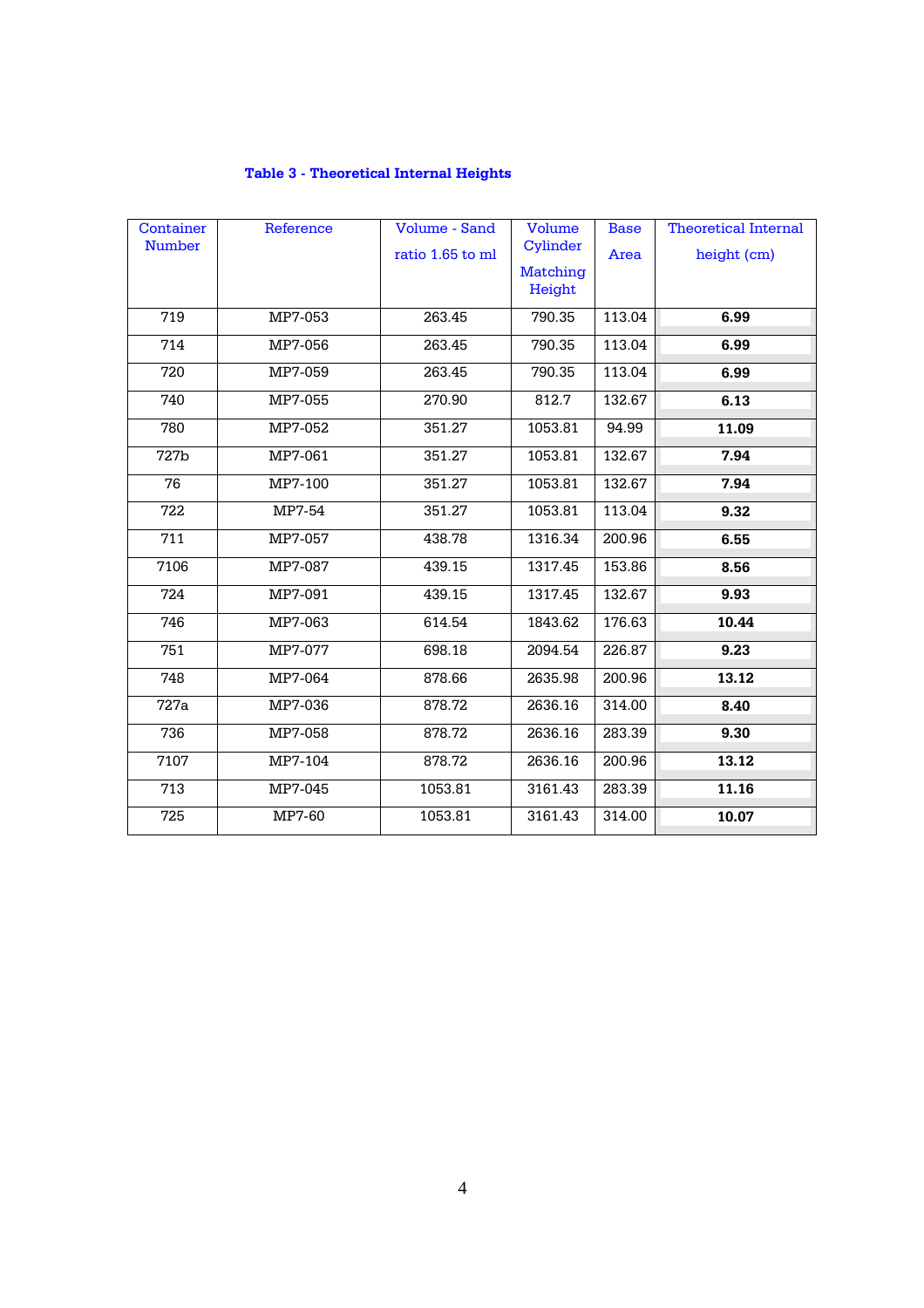**Table 3 - Theoretical Internal Heights**

| Container Number | Reference | Volume - Sand ratio 1.65 to ml | Volume Cylinder Matching Height | Base Area | Theoretical Internal height (cm) |
|---|---|---|---|---|---|
| 719 | MP7-053 | 263.45 | 790.35 | 113.04 | **6.99** |
| 714 | MP7-056 | 263.45 | 790.35 | 113.04 | **6.99** |
| 720 | MP7-059 | 263.45 | 790.35 | 113.04 | **6.99** |
| 740 | MP7-055 | 270.90 | 812.7 | 132.67 | **6.13** |
| 780 | MP7-052 | 351.27 | 1053.81 | 94.99 | **11.09** |
| 727b | MP7-061 | 351.27 | 1053.81 | 132.67 | **7.94** |
| 76 | MP7-100 | 351.27 | 1053.81 | 132.67 | **7.94** |
| 722 | MP7-54 | 351.27 | 1053.81 | 113.04 | **9.32** |
| 711 | MP7-057 | 438.78 | 1316.34 | 200.96 | **6.55** |
| 7106 | MP7-087 | 439.15 | 1317.45 | 153.86 | **8.56** |
| 724 | MP7-091 | 439.15 | 1317.45 | 132.67 | **9.93** |
| 746 | MP7-063 | 614.54 | 1843.62 | 176.63 | **10.44** |
| 751 | MP7-077 | 698.18 | 2094.54 | 226.87 | **9.23** |
| 748 | MP7-064 | 878.66 | 2635.98 | 200.96 | **13.12** |
| 727a | MP7-036 | 878.72 | 2636.16 | 314.00 | **8.40** |
| 736 | MP7-058 | 878.72 | 2636.16 | 283.39 | **9.30** |
| 7107 | MP7-104 | 878.72 | 2636.16 | 200.96 | **13.12** |
| 713 | MP7-045 | 1053.81 | 3161.43 | 283.39 | **11.16** |
| 725 | MP7-60 | 1053.81 | 3161.43 | 314.00 | **10.07** |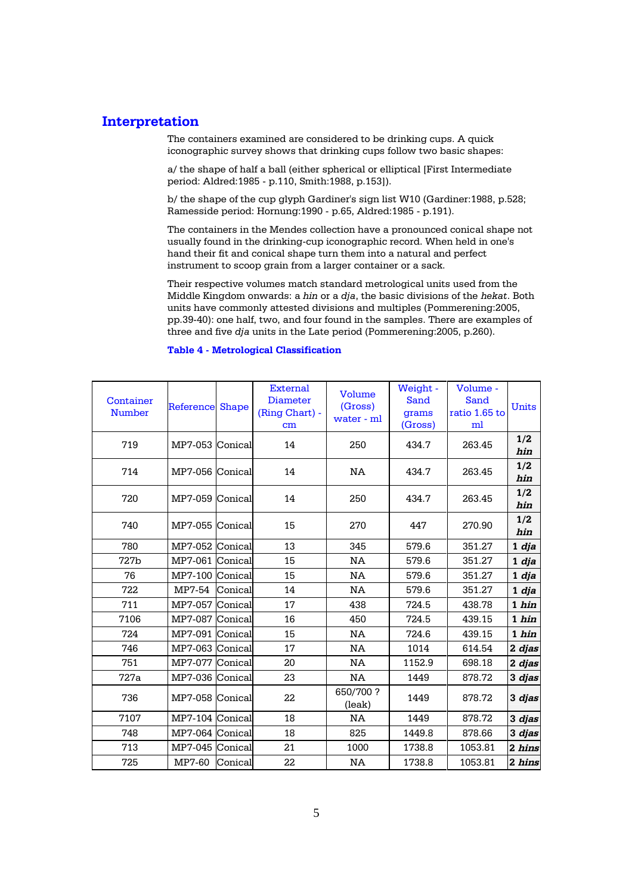## Interpretation

The containers examined are considered to be drinking cups. A quick iconographic survey shows that drinking cups follow two basic shapes:

a/ the shape of half a ball (either spherical or elliptical [First Intermediate period: Aldred:1985 - p.110, Smith:1988, p.153]).

b/ the shape of the cup glyph Gardiner's sign list W10 (Gardiner:1988, p.528; Ramesside period: Hornung:1990 - p.65, Aldred:1985 - p.191).

The containers in the Mendes collection have a pronounced conical shape not usually found in the drinking-cup iconographic record. When held in one's hand their fit and conical shape turn them into a natural and perfect instrument to scoop grain from a larger container or a sack.

Their respective volumes match standard metrological units used from the Middle Kingdom onwards: a *hin* or a *dja*, the basic divisions of the *hekat*. Both units have commonly attested divisions and multiples (Pommerening:2005, pp.39-40): one half, two, and four found in the samples. There are examples of three and five *dja* units in the Late period (Pommerening:2005, p.260).

**Table 4 - Metrological Classification**

| Container Number | Reference | Shape | External Diameter (Ring Chart) - cm | Volume (Gross) water - ml | Weight - Sand grams (Gross) | Volume - Sand ratio 1.65 to ml | Units |
|---|---|---|---|---|---|---|---|
| 719 | MP7-053 | Conical | 14 | 250 | 434.7 | 263.45 | **1/2 *hin*** |
| 714 | MP7-056 | Conical | 14 | NA | 434.7 | 263.45 | **1/2 *hin*** |
| 720 | MP7-059 | Conical | 14 | 250 | 434.7 | 263.45 | **1/2 *hin*** |
| 740 | MP7-055 | Conical | 15 | 270 | 447 | 270.90 | **1/2 *hin*** |
| 780 | MP7-052 | Conical | 13 | 345 | 579.6 | 351.27 | **1 *dja*** |
| 727b | MP7-061 | Conical | 15 | NA | 579.6 | 351.27 | **1 *dja*** |
| 76 | MP7-100 | Conical | 15 | NA | 579.6 | 351.27 | **1 *dja*** |
| 722 | MP7-54 | Conical | 14 | NA | 579.6 | 351.27 | **1 *dja*** |
| 711 | MP7-057 | Conical | 17 | 438 | 724.5 | 438.78 | **1 *hin*** |
| 7106 | MP7-087 | Conical | 16 | 450 | 724.5 | 439.15 | **1 *hin*** |
| 724 | MP7-091 | Conical | 15 | NA | 724.6 | 439.15 | **1 *hin*** |
| 746 | MP7-063 | Conical | 17 | NA | 1014 | 614.54 | **2 *djas*** |
| 751 | MP7-077 | Conical | 20 | NA | 1152.9 | 698.18 | **2 *djas*** |
| 727a | MP7-036 | Conical | 23 | NA | 1449 | 878.72 | **3 *djas*** |
| 736 | MP7-058 | Conical | 22 | 650/700 ? (leak) | 1449 | 878.72 | **3 *djas*** |
| 7107 | MP7-104 | Conical | 18 | NA | 1449 | 878.72 | **3 *djas*** |
| 748 | MP7-064 | Conical | 18 | 825 | 1449.8 | 878.66 | **3 *djas*** |
| 713 | MP7-045 | Conical | 21 | 1000 | 1738.8 | 1053.81 | **2 *hins*** |
| 725 | MP7-60 | Conical | 22 | NA | 1738.8 | 1053.81 | **2 *hins*** |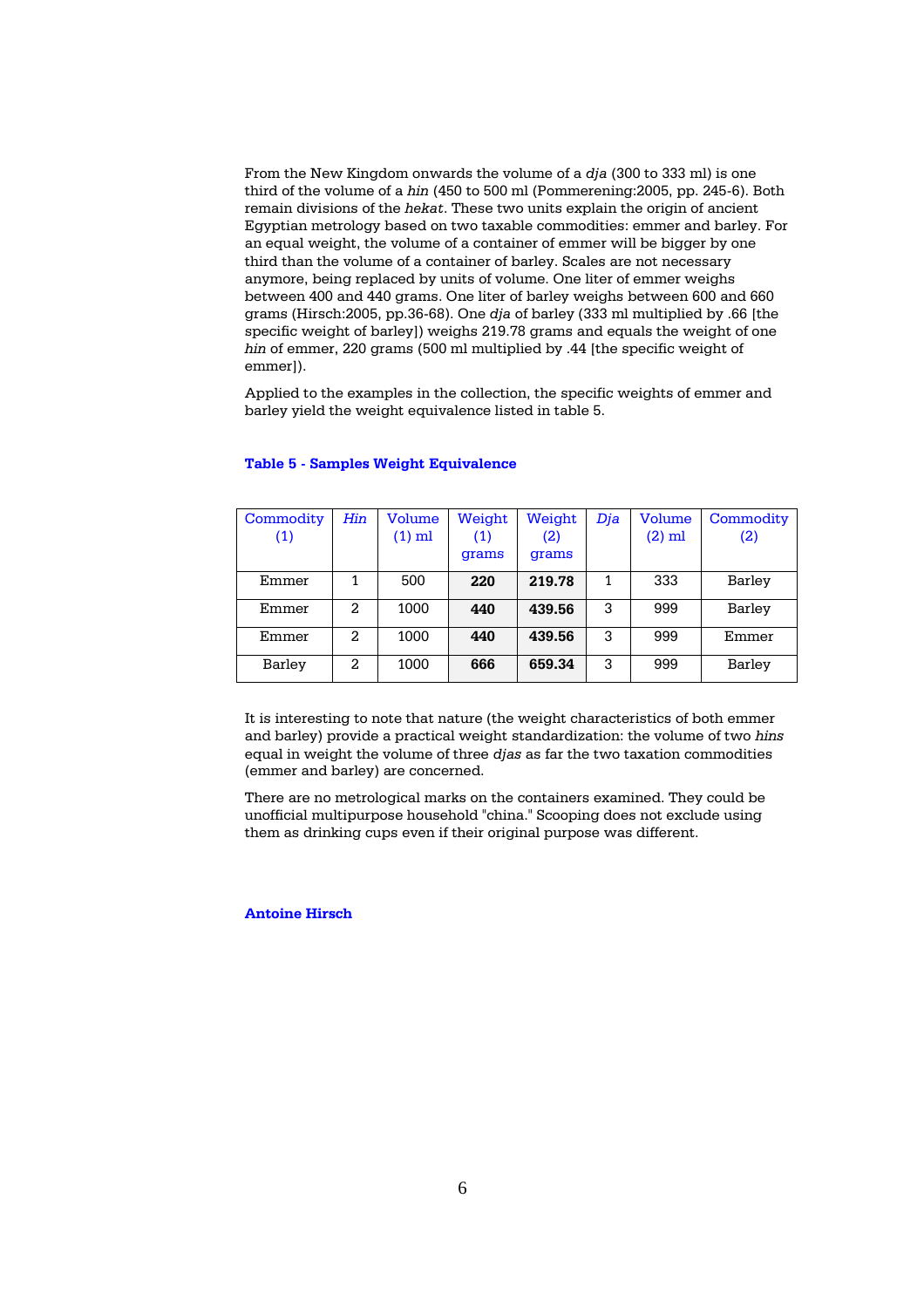From the New Kingdom onwards the volume of a *dja* (300 to 333 ml) is one third of the volume of a *hin* (450 to 500 ml (Pommerening:2005, pp. 245-6). Both remain divisions of the *hekat*. These two units explain the origin of ancient Egyptian metrology based on two taxable commodities: emmer and barley. For an equal weight, the volume of a container of emmer will be bigger by one third than the volume of a container of barley. Scales are not necessary anymore, being replaced by units of volume. One liter of emmer weighs between 400 and 440 grams. One liter of barley weighs between 600 and 660 grams (Hirsch:2005, pp.36-68). One *dja* of barley (333 ml multiplied by .66 [the specific weight of barley]) weighs 219.78 grams and equals the weight of one *hin* of emmer, 220 grams (500 ml multiplied by .44 [the specific weight of emmer]).

Applied to the examples in the collection, the specific weights of emmer and barley yield the weight equivalence listed in table 5.

**Table 5 - Samples Weight Equivalence**

| Commodity (1) | *Hin* | Volume (1) ml | Weight (1) grams | Weight (2) grams | *Dja* | Volume (2) ml | Commodity (2) |
|---|---|---|---|---|---|---|---|
| Emmer | 1 | 500 | **220** | **219.78** | 1 | 333 | Barley |
| Emmer | 2 | 1000 | **440** | **439.56** | 3 | 999 | Barley |
| Emmer | 2 | 1000 | **440** | **439.56** | 3 | 999 | Emmer |
| Barley | 2 | 1000 | **666** | **659.34** | 3 | 999 | Barley |

It is interesting to note that nature (the weight characteristics of both emmer and barley) provide a practical weight standardization: the volume of two *hins* equal in weight the volume of three *djas* as far the two taxation commodities (emmer and barley) are concerned.

There are no metrological marks on the containers examined. They could be unofficial multipurpose household "china." Scooping does not exclude using them as drinking cups even if their original purpose was different.

**Antoine Hirsch**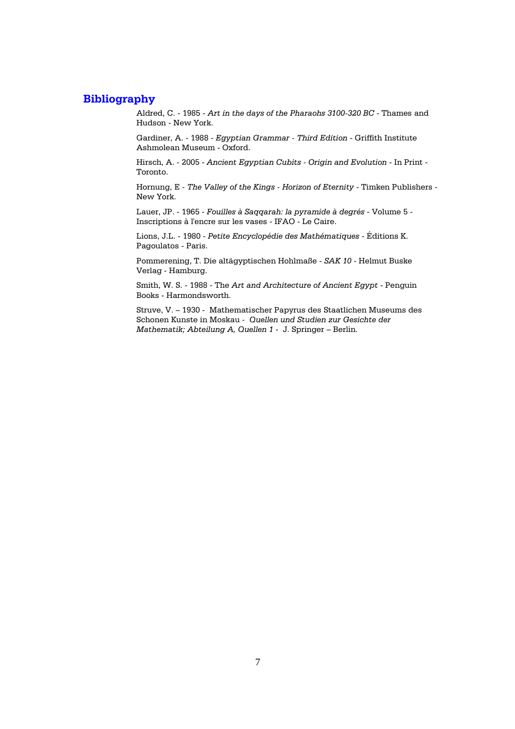## Bibliography

Aldred, C. - 1985 - *Art in the days of the Pharaohs 3100-320 BC* - Thames and Hudson - New York.

Gardiner, A. - 1988 - *Egyptian Grammar - Third Edition* - Griffith Institute Ashmolean Museum - Oxford.

Hirsch, A. - 2005 - *Ancient Egyptian Cubits - Origin and Evolution* - In Print - Toronto.

Hornung, E - *The Valley of the Kings - Horizon of Eternity* - Timken Publishers - New York.

Lauer, JP. - 1965 - *Fouilles à Saqqarah: la pyramide à degrés* - Volume 5 - Inscriptions à l'encre sur les vases - IFAO - Le Caire.

Lions, J.L. - 1980 - *Petite Encyclopédie des Mathématiques* - Éditions K. Pagoulatos - Paris.

Pommerening, T. Die altägyptischen Hohlmaße - *SAK 10* - Helmut Buske Verlag - Hamburg.

Smith, W. S. - 1988 - The *Art and Architecture of Ancient Egypt* - Penguin Books - Harmondsworth.

Struve, V. – 1930 - Mathematischer Papyrus des Staatlichen Museums des Schonen Kunste in Moskau - *Quellen und Studien zur Gesichte der Mathematik; Abteilung A, Quellen 1* - J. Springer – Berlin.